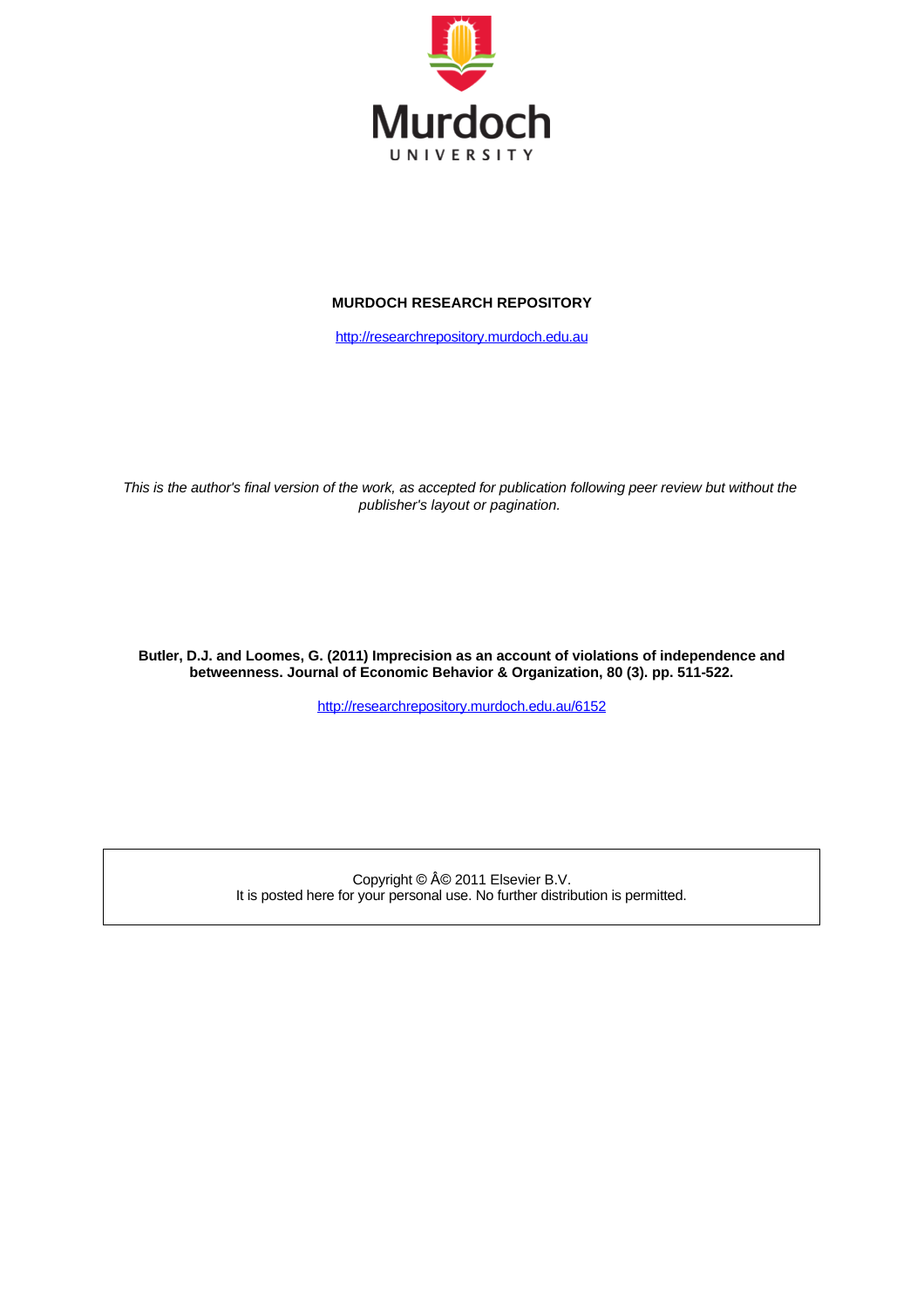Murdoch

UNIVERSITY

**MURDOCH RESEARCH REPOSITORY**

http://researchrepository.murdoch.edu.au

*This is the author's final version of the work, as accepted for publication following peer review but without the publisher's layout or pagination.*

**Butler, D.J. and Loomes, G. (2011) Imprecision as an account of violations of independence and betweenness. Journal of Economic Behavior & Organization, 80 (3). pp. 511-522.**

http://researchrepository.murdoch.edu.au/6152

Copyright © Â© 2011 Elsevier B.V.
It is posted here for your personal use. No further distribution is permitted.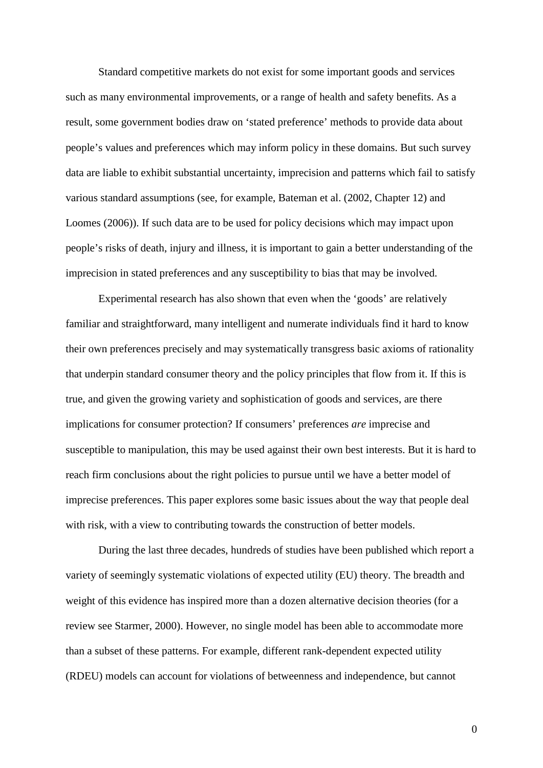Standard competitive markets do not exist for some important goods and services such as many environmental improvements, or a range of health and safety benefits. As a result, some government bodies draw on 'stated preference' methods to provide data about people's values and preferences which may inform policy in these domains. But such survey data are liable to exhibit substantial uncertainty, imprecision and patterns which fail to satisfy various standard assumptions (see, for example, Bateman et al. (2002, Chapter 12) and Loomes (2006)). If such data are to be used for policy decisions which may impact upon people's risks of death, injury and illness, it is important to gain a better understanding of the imprecision in stated preferences and any susceptibility to bias that may be involved.

Experimental research has also shown that even when the 'goods' are relatively familiar and straightforward, many intelligent and numerate individuals find it hard to know their own preferences precisely and may systematically transgress basic axioms of rationality that underpin standard consumer theory and the policy principles that flow from it. If this is true, and given the growing variety and sophistication of goods and services, are there implications for consumer protection? If consumers' preferences *are* imprecise and susceptible to manipulation, this may be used against their own best interests. But it is hard to reach firm conclusions about the right policies to pursue until we have a better model of imprecise preferences. This paper explores some basic issues about the way that people deal with risk, with a view to contributing towards the construction of better models.

During the last three decades, hundreds of studies have been published which report a variety of seemingly systematic violations of expected utility (EU) theory. The breadth and weight of this evidence has inspired more than a dozen alternative decision theories (for a review see Starmer, 2000). However, no single model has been able to accommodate more than a subset of these patterns. For example, different rank-dependent expected utility (RDEU) models can account for violations of betweenness and independence, but cannot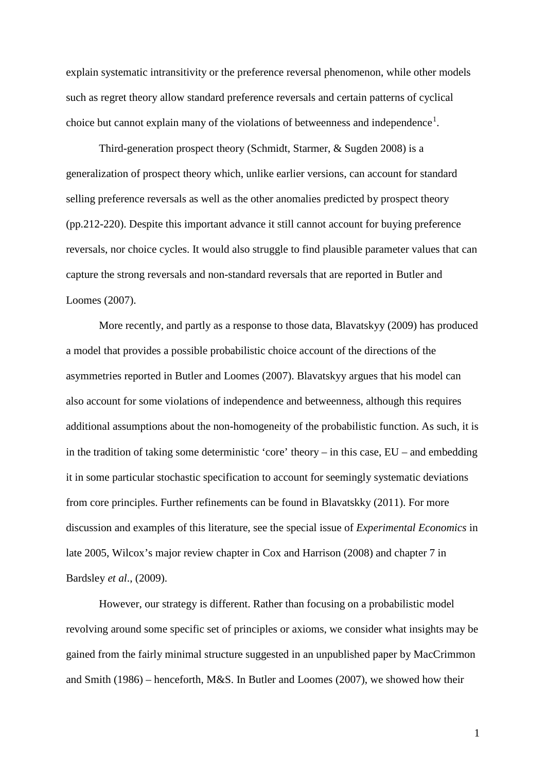explain systematic intransitivity or the preference reversal phenomenon, while other models such as regret theory allow standard preference reversals and certain patterns of cyclical choice but cannot explain many of the violations of betweenness and independence[1].

Third-generation prospect theory (Schmidt, Starmer, & Sugden 2008) is a generalization of prospect theory which, unlike earlier versions, can account for standard selling preference reversals as well as the other anomalies predicted by prospect theory (pp.212-220). Despite this important advance it still cannot account for buying preference reversals, nor choice cycles. It would also struggle to find plausible parameter values that can capture the strong reversals and non-standard reversals that are reported in Butler and Loomes (2007).

More recently, and partly as a response to those data, Blavatskyy (2009) has produced a model that provides a possible probabilistic choice account of the directions of the asymmetries reported in Butler and Loomes (2007). Blavatskyy argues that his model can also account for some violations of independence and betweenness, although this requires additional assumptions about the non-homogeneity of the probabilistic function. As such, it is in the tradition of taking some deterministic 'core' theory – in this case, EU – and embedding it in some particular stochastic specification to account for seemingly systematic deviations from core principles. Further refinements can be found in Blavatskky (2011). For more discussion and examples of this literature, see the special issue of *Experimental Economics* in late 2005, Wilcox's major review chapter in Cox and Harrison (2008) and chapter 7 in Bardsley *et al*., (2009).

However, our strategy is different. Rather than focusing on a probabilistic model revolving around some specific set of principles or axioms, we consider what insights may be gained from the fairly minimal structure suggested in an unpublished paper by MacCrimmon and Smith (1986) – henceforth, M&S. In Butler and Loomes (2007), we showed how their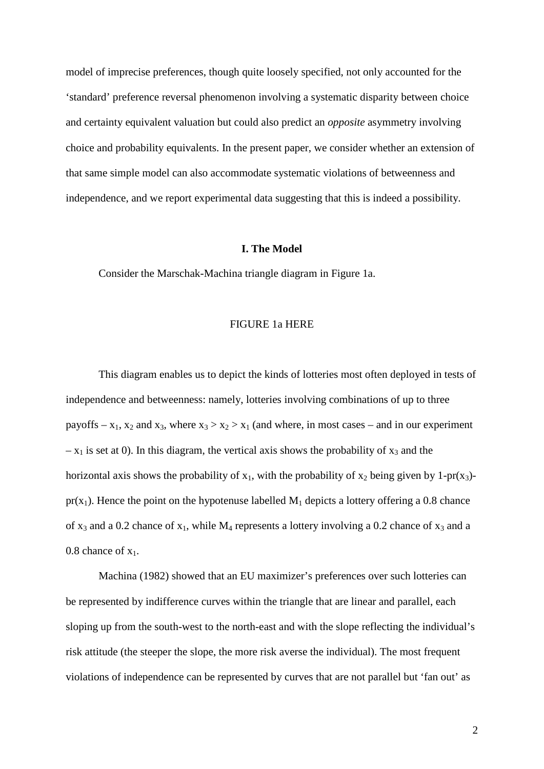model of imprecise preferences, though quite loosely specified, not only accounted for the 'standard' preference reversal phenomenon involving a systematic disparity between choice and certainty equivalent valuation but could also predict an *opposite* asymmetry involving choice and probability equivalents. In the present paper, we consider whether an extension of that same simple model can also accommodate systematic violations of betweenness and independence, and we report experimental data suggesting that this is indeed a possibility.

## I. The Model

Consider the Marschak-Machina triangle diagram in Figure 1a.

FIGURE 1a HERE

This diagram enables us to depict the kinds of lotteries most often deployed in tests of independence and betweenness: namely, lotteries involving combinations of up to three payoffs – $x_1$, $x_2$ and $x_3$, where $x_3 > x_2 > x_1$ (and where, in most cases – and in our experiment – $x_1$ is set at 0). In this diagram, the vertical axis shows the probability of $x_3$ and the horizontal axis shows the probability of $x_1$, with the probability of $x_2$ being given by 1-pr($x_3$)-pr($x_1$). Hence the point on the hypotenuse labelled $M_1$ depicts a lottery offering a 0.8 chance of $x_3$ and a 0.2 chance of $x_1$, while $M_4$ represents a lottery involving a 0.2 chance of $x_3$ and a 0.8 chance of $x_1$.

Machina (1982) showed that an EU maximizer's preferences over such lotteries can be represented by indifference curves within the triangle that are linear and parallel, each sloping up from the south-west to the north-east and with the slope reflecting the individual's risk attitude (the steeper the slope, the more risk averse the individual). The most frequent violations of independence can be represented by curves that are not parallel but 'fan out' as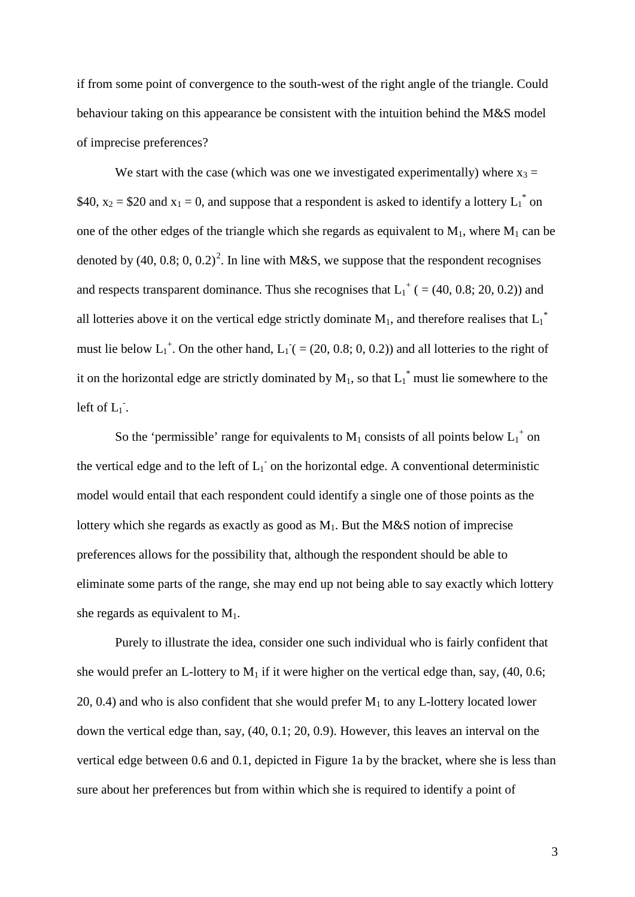if from some point of convergence to the south-west of the right angle of the triangle. Could behaviour taking on this appearance be consistent with the intuition behind the M&S model of imprecise preferences?

We start with the case (which was one we investigated experimentally) where $x_3$ = \$40, $x_2$ = \$20 and $x_1$ = 0, and suppose that a respondent is asked to identify a lottery $L_1^*$ on one of the other edges of the triangle which she regards as equivalent to $M_1$, where $M_1$ can be denoted by (40, 0.8; 0, 0.2)[2]. In line with M&S, we suppose that the respondent recognises and respects transparent dominance. Thus she recognises that $L_1^+$ ( = (40, 0.8; 20, 0.2)) and all lotteries above it on the vertical edge strictly dominate $M_1$, and therefore realises that $L_1^*$ must lie below $L_1^+$. On the other hand, $L_1^-$( = (20, 0.8; 0, 0.2)) and all lotteries to the right of it on the horizontal edge are strictly dominated by $M_1$, so that $L_1^*$ must lie somewhere to the left of $L_1^-$.

So the 'permissible' range for equivalents to $M_1$ consists of all points below $L_1^+$ on the vertical edge and to the left of $L_1^-$ on the horizontal edge. A conventional deterministic model would entail that each respondent could identify a single one of those points as the lottery which she regards as exactly as good as $M_1$. But the M&S notion of imprecise preferences allows for the possibility that, although the respondent should be able to eliminate some parts of the range, she may end up not being able to say exactly which lottery she regards as equivalent to $M_1$.

Purely to illustrate the idea, consider one such individual who is fairly confident that she would prefer an L-lottery to $M_1$ if it were higher on the vertical edge than, say, (40, 0.6; 20, 0.4) and who is also confident that she would prefer $M_1$ to any L-lottery located lower down the vertical edge than, say, (40, 0.1; 20, 0.9). However, this leaves an interval on the vertical edge between 0.6 and 0.1, depicted in Figure 1a by the bracket, where she is less than sure about her preferences but from within which she is required to identify a point of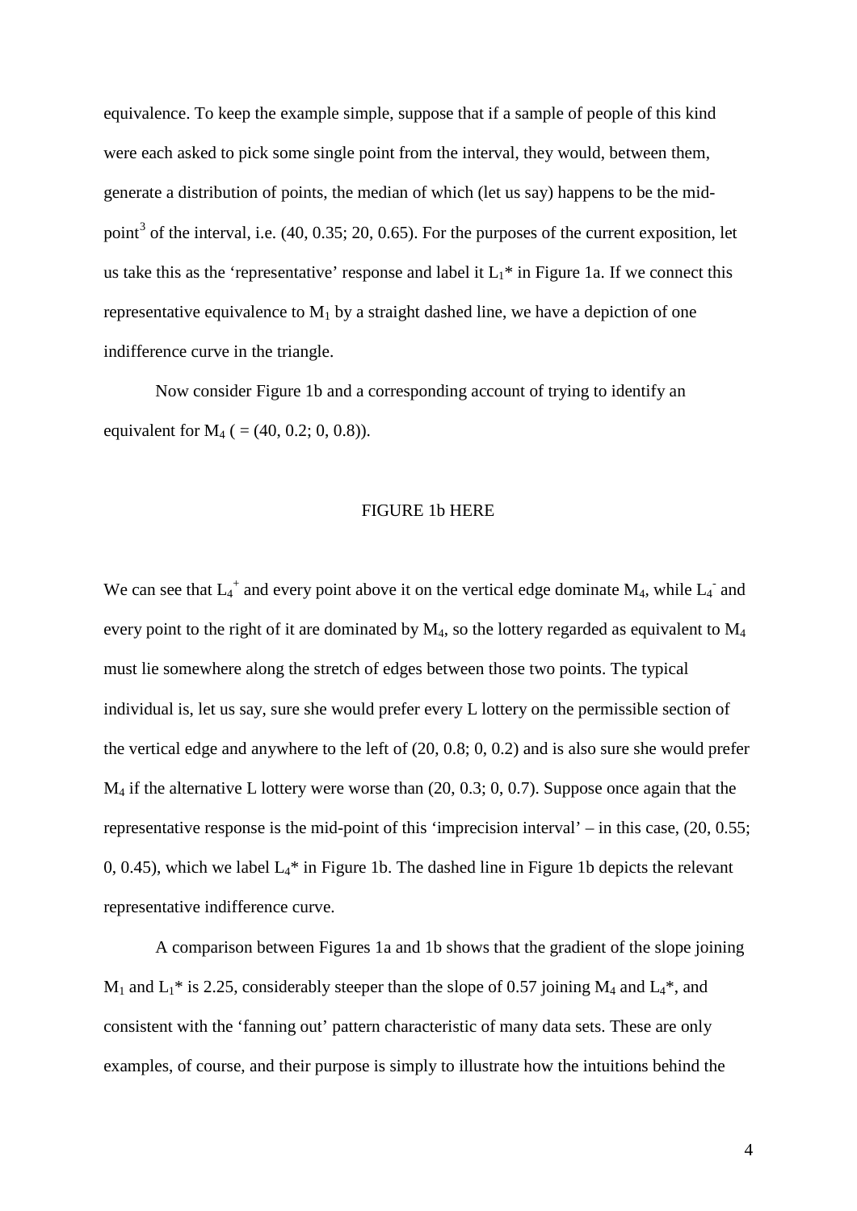equivalence. To keep the example simple, suppose that if a sample of people of this kind were each asked to pick some single point from the interval, they would, between them, generate a distribution of points, the median of which (let us say) happens to be the mid-point[3] of the interval, i.e. (40, 0.35; 20, 0.65). For the purposes of the current exposition, let us take this as the 'representative' response and label it $L_1$* in Figure 1a. If we connect this representative equivalence to $M_1$ by a straight dashed line, we have a depiction of one indifference curve in the triangle.

Now consider Figure 1b and a corresponding account of trying to identify an equivalent for $M_4$ ( = (40, 0.2; 0, 0.8)).

FIGURE 1b HERE

We can see that $L_4^+$ and every point above it on the vertical edge dominate $M_4$, while $L_4^-$ and every point to the right of it are dominated by $M_4$, so the lottery regarded as equivalent to $M_4$ must lie somewhere along the stretch of edges between those two points. The typical individual is, let us say, sure she would prefer every L lottery on the permissible section of the vertical edge and anywhere to the left of (20, 0.8; 0, 0.2) and is also sure she would prefer $M_4$ if the alternative L lottery were worse than (20, 0.3; 0, 0.7). Suppose once again that the representative response is the mid-point of this 'imprecision interval' – in this case, (20, 0.55; 0, 0.45), which we label $L_4$* in Figure 1b. The dashed line in Figure 1b depicts the relevant representative indifference curve.

A comparison between Figures 1a and 1b shows that the gradient of the slope joining $M_1$ and $L_1$* is 2.25, considerably steeper than the slope of 0.57 joining $M_4$ and $L_4$*, and consistent with the 'fanning out' pattern characteristic of many data sets. These are only examples, of course, and their purpose is simply to illustrate how the intuitions behind the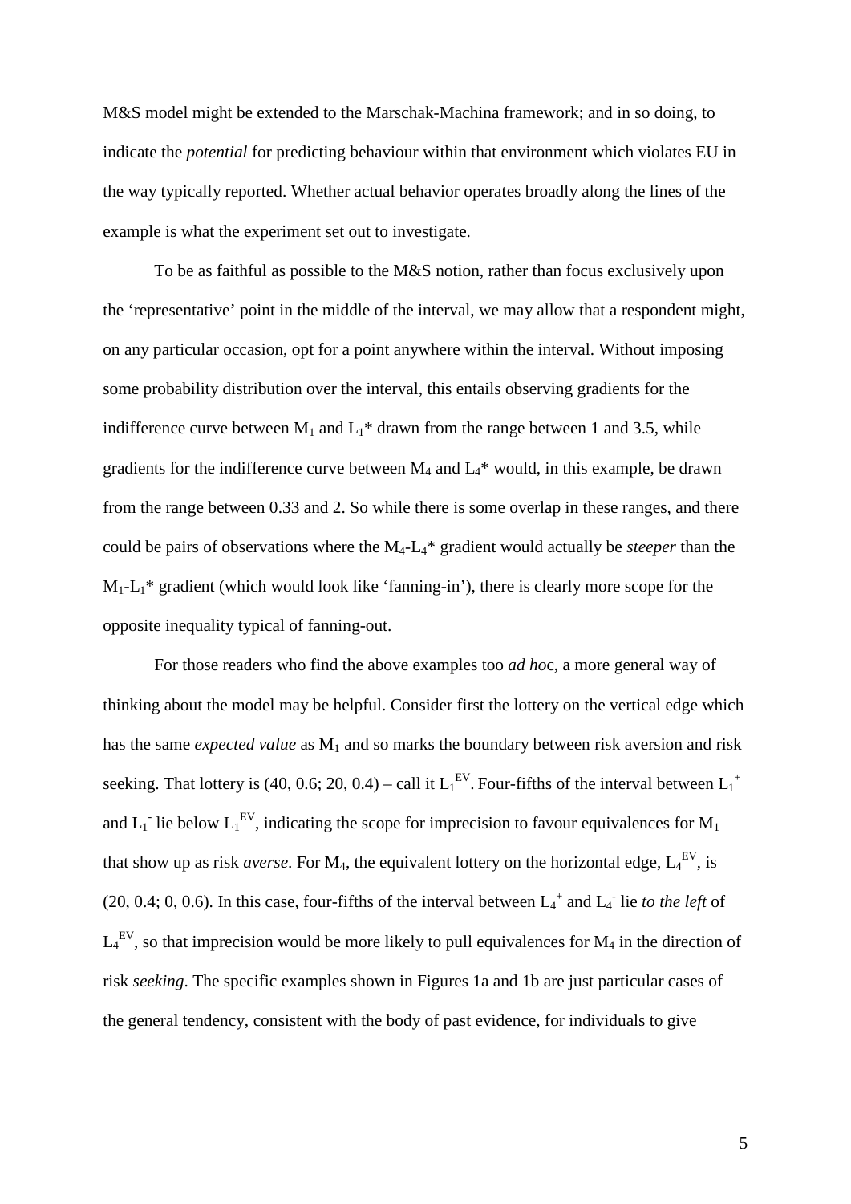M&S model might be extended to the Marschak-Machina framework; and in so doing, to indicate the *potential* for predicting behaviour within that environment which violates EU in the way typically reported. Whether actual behavior operates broadly along the lines of the example is what the experiment set out to investigate.

To be as faithful as possible to the M&S notion, rather than focus exclusively upon the 'representative' point in the middle of the interval, we may allow that a respondent might, on any particular occasion, opt for a point anywhere within the interval. Without imposing some probability distribution over the interval, this entails observing gradients for the indifference curve between $M_1$ and $L_1$* drawn from the range between 1 and 3.5, while gradients for the indifference curve between $M_4$ and $L_4$* would, in this example, be drawn from the range between 0.33 and 2. So while there is some overlap in these ranges, and there could be pairs of observations where the $M_4$-$L_4$* gradient would actually be *steeper* than the $M_1$-$L_1$* gradient (which would look like 'fanning-in'), there is clearly more scope for the opposite inequality typical of fanning-out.

For those readers who find the above examples too *ad ho*c, a more general way of thinking about the model may be helpful. Consider first the lottery on the vertical edge which has the same *expected value* as $M_1$ and so marks the boundary between risk aversion and risk seeking. That lottery is (40, 0.6; 20, 0.4) – call it $L_1^{EV}$. Four-fifths of the interval between $L_1^+$ and $L_1^-$ lie below $L_1^{EV}$, indicating the scope for imprecision to favour equivalences for $M_1$ that show up as risk *averse*. For $M_4$, the equivalent lottery on the horizontal edge, $L_4^{EV}$, is (20, 0.4; 0, 0.6). In this case, four-fifths of the interval between $L_4^+$ and $L_4^-$ lie *to the left* of $L_4^{EV}$, so that imprecision would be more likely to pull equivalences for $M_4$ in the direction of risk *seeking*. The specific examples shown in Figures 1a and 1b are just particular cases of the general tendency, consistent with the body of past evidence, for individuals to give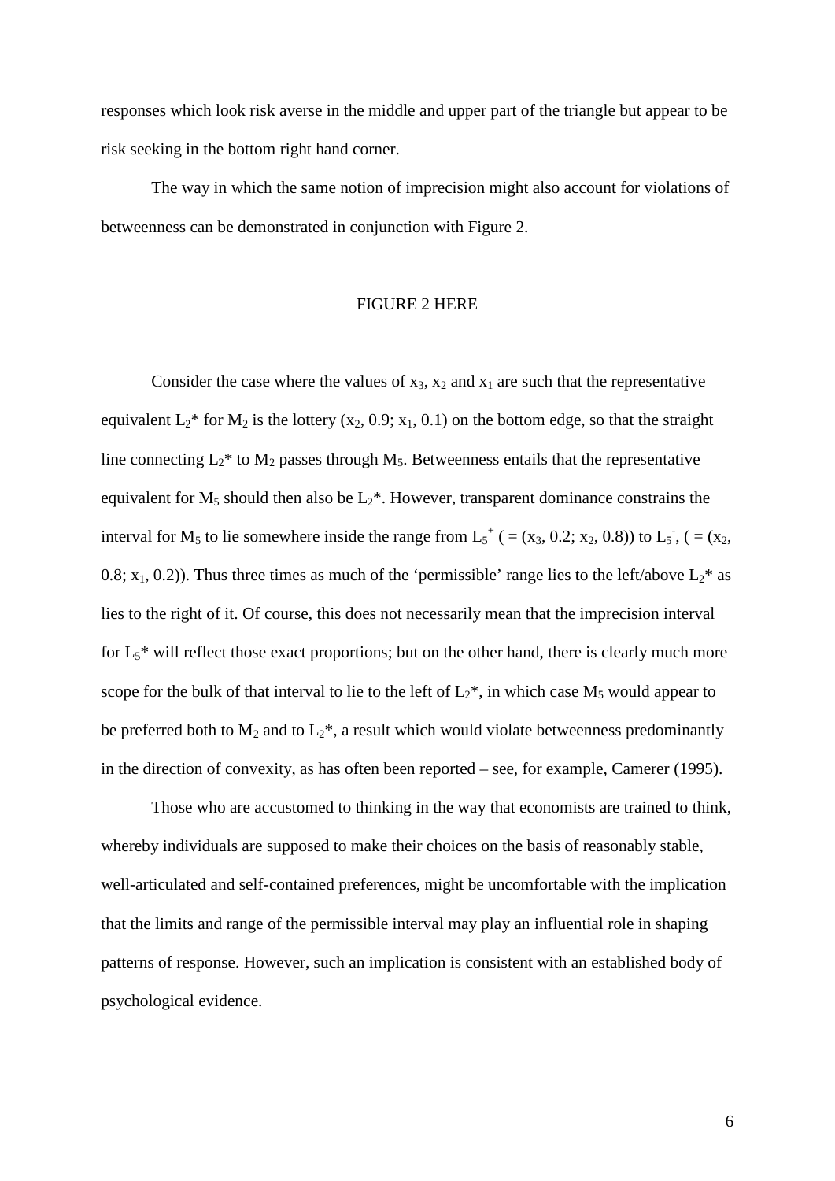responses which look risk averse in the middle and upper part of the triangle but appear to be risk seeking in the bottom right hand corner.

The way in which the same notion of imprecision might also account for violations of betweenness can be demonstrated in conjunction with Figure 2.

FIGURE 2 HERE

Consider the case where the values of $x_3$, $x_2$ and $x_1$ are such that the representative equivalent $L_2$* for $M_2$ is the lottery ($x_2$, 0.9; $x_1$, 0.1) on the bottom edge, so that the straight line connecting $L_2$* to $M_2$ passes through $M_5$. Betweenness entails that the representative equivalent for $M_5$ should then also be $L_2$*. However, transparent dominance constrains the interval for $M_5$ to lie somewhere inside the range from $L_5^+$ ( = ($x_3$, 0.2; $x_2$, 0.8)) to $L_5^-$, ( = ($x_2$, 0.8; $x_1$, 0.2)). Thus three times as much of the 'permissible' range lies to the left/above $L_2$* as lies to the right of it. Of course, this does not necessarily mean that the imprecision interval for $L_5$* will reflect those exact proportions; but on the other hand, there is clearly much more scope for the bulk of that interval to lie to the left of $L_2$*, in which case $M_5$ would appear to be preferred both to $M_2$ and to $L_2$*, a result which would violate betweenness predominantly in the direction of convexity, as has often been reported – see, for example, Camerer (1995).

Those who are accustomed to thinking in the way that economists are trained to think, whereby individuals are supposed to make their choices on the basis of reasonably stable, well-articulated and self-contained preferences, might be uncomfortable with the implication that the limits and range of the permissible interval may play an influential role in shaping patterns of response. However, such an implication is consistent with an established body of psychological evidence.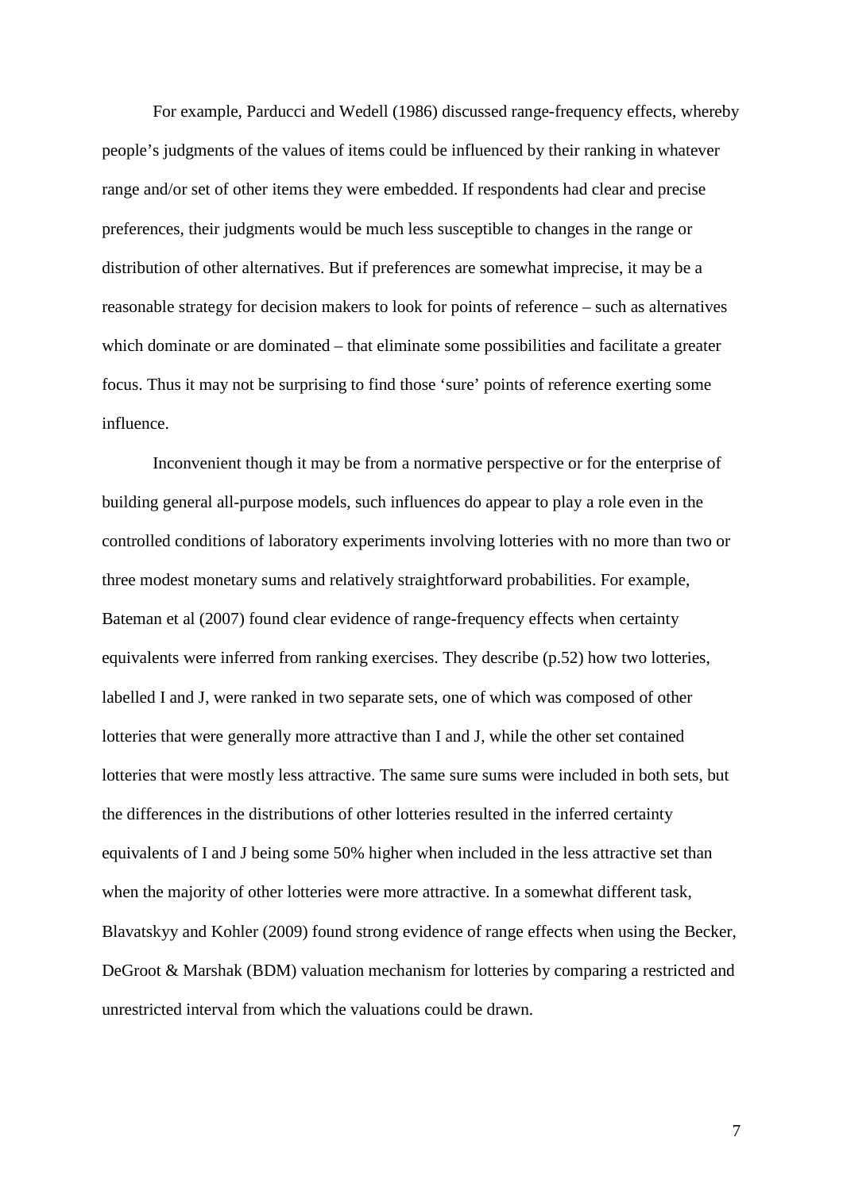For example, Parducci and Wedell (1986) discussed range-frequency effects, whereby people's judgments of the values of items could be influenced by their ranking in whatever range and/or set of other items they were embedded. If respondents had clear and precise preferences, their judgments would be much less susceptible to changes in the range or distribution of other alternatives. But if preferences are somewhat imprecise, it may be a reasonable strategy for decision makers to look for points of reference – such as alternatives which dominate or are dominated – that eliminate some possibilities and facilitate a greater focus. Thus it may not be surprising to find those 'sure' points of reference exerting some influence.

Inconvenient though it may be from a normative perspective or for the enterprise of building general all-purpose models, such influences do appear to play a role even in the controlled conditions of laboratory experiments involving lotteries with no more than two or three modest monetary sums and relatively straightforward probabilities. For example, Bateman et al (2007) found clear evidence of range-frequency effects when certainty equivalents were inferred from ranking exercises. They describe (p.52) how two lotteries, labelled I and J, were ranked in two separate sets, one of which was composed of other lotteries that were generally more attractive than I and J, while the other set contained lotteries that were mostly less attractive. The same sure sums were included in both sets, but the differences in the distributions of other lotteries resulted in the inferred certainty equivalents of I and J being some 50% higher when included in the less attractive set than when the majority of other lotteries were more attractive. In a somewhat different task, Blavatskyy and Kohler (2009) found strong evidence of range effects when using the Becker, DeGroot & Marshak (BDM) valuation mechanism for lotteries by comparing a restricted and unrestricted interval from which the valuations could be drawn.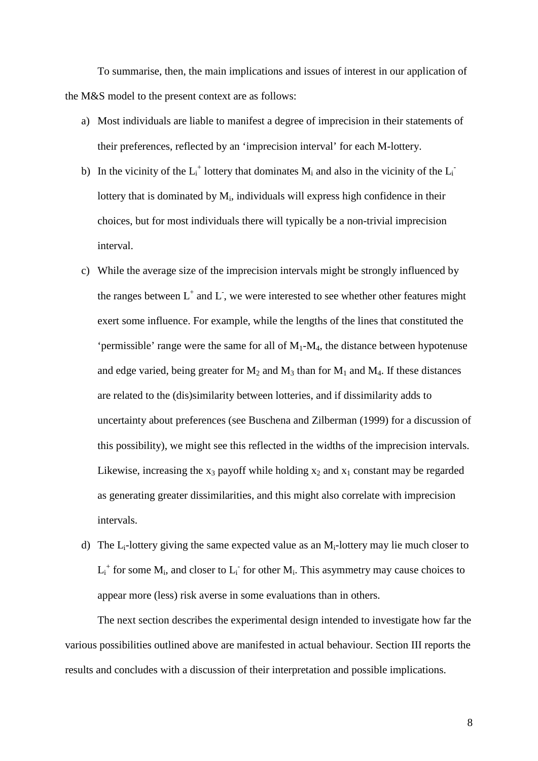To summarise, then, the main implications and issues of interest in our application of the M&S model to the present context are as follows:

a) Most individuals are liable to manifest a degree of imprecision in their statements of their preferences, reflected by an 'imprecision interval' for each M-lottery.

b) In the vicinity of the $L_i^+$ lottery that dominates $M_i$ and also in the vicinity of the $L_i^-$ lottery that is dominated by $M_i$, individuals will express high confidence in their choices, but for most individuals there will typically be a non-trivial imprecision interval.

c) While the average size of the imprecision intervals might be strongly influenced by the ranges between $L^+$ and $L^-$, we were interested to see whether other features might exert some influence. For example, while the lengths of the lines that constituted the 'permissible' range were the same for all of $M_1$-$M_4$, the distance between hypotenuse and edge varied, being greater for $M_2$ and $M_3$ than for $M_1$ and $M_4$. If these distances are related to the (dis)similarity between lotteries, and if dissimilarity adds to uncertainty about preferences (see Buschena and Zilberman (1999) for a discussion of this possibility), we might see this reflected in the widths of the imprecision intervals. Likewise, increasing the $x_3$ payoff while holding $x_2$ and $x_1$ constant may be regarded as generating greater dissimilarities, and this might also correlate with imprecision intervals.

d) The $L_i$-lottery giving the same expected value as an $M_i$-lottery may lie much closer to $L_i^+$ for some $M_i$, and closer to $L_i^-$ for other $M_i$. This asymmetry may cause choices to appear more (less) risk averse in some evaluations than in others.

The next section describes the experimental design intended to investigate how far the various possibilities outlined above are manifested in actual behaviour. Section III reports the results and concludes with a discussion of their interpretation and possible implications.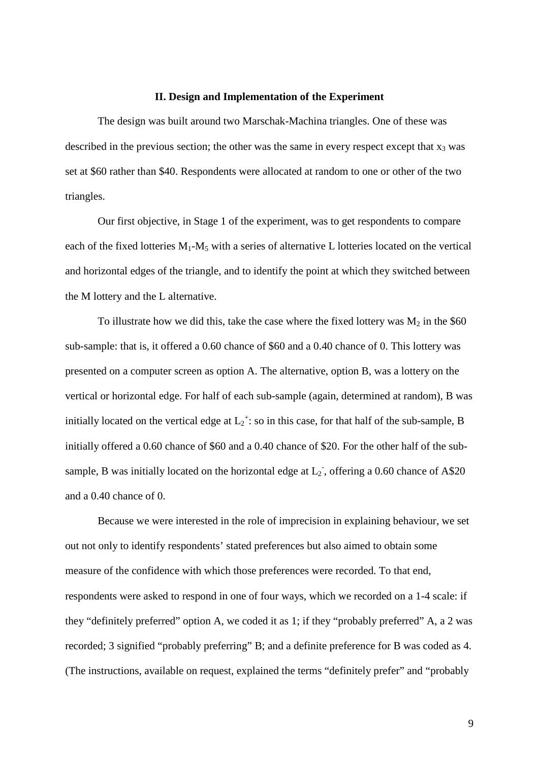## II. Design and Implementation of the Experiment

The design was built around two Marschak-Machina triangles. One of these was described in the previous section; the other was the same in every respect except that $x_3$ was set at \$60 rather than \$40. Respondents were allocated at random to one or other of the two triangles.

Our first objective, in Stage 1 of the experiment, was to get respondents to compare each of the fixed lotteries $M_1$-$M_5$ with a series of alternative L lotteries located on the vertical and horizontal edges of the triangle, and to identify the point at which they switched between the M lottery and the L alternative.

To illustrate how we did this, take the case where the fixed lottery was $M_2$ in the \$60 sub-sample: that is, it offered a 0.60 chance of \$60 and a 0.40 chance of 0. This lottery was presented on a computer screen as option A. The alternative, option B, was a lottery on the vertical or horizontal edge. For half of each sub-sample (again, determined at random), B was initially located on the vertical edge at $L_2^+$: so in this case, for that half of the sub-sample, B initially offered a 0.60 chance of \$60 and a 0.40 chance of \$20. For the other half of the sub-sample, B was initially located on the horizontal edge at $L_2^-$, offering a 0.60 chance of A\$20 and a 0.40 chance of 0.

Because we were interested in the role of imprecision in explaining behaviour, we set out not only to identify respondents' stated preferences but also aimed to obtain some measure of the confidence with which those preferences were recorded. To that end, respondents were asked to respond in one of four ways, which we recorded on a 1-4 scale: if they "definitely preferred" option A, we coded it as 1; if they "probably preferred" A, a 2 was recorded; 3 signified "probably preferring" B; and a definite preference for B was coded as 4. (The instructions, available on request, explained the terms "definitely prefer" and "probably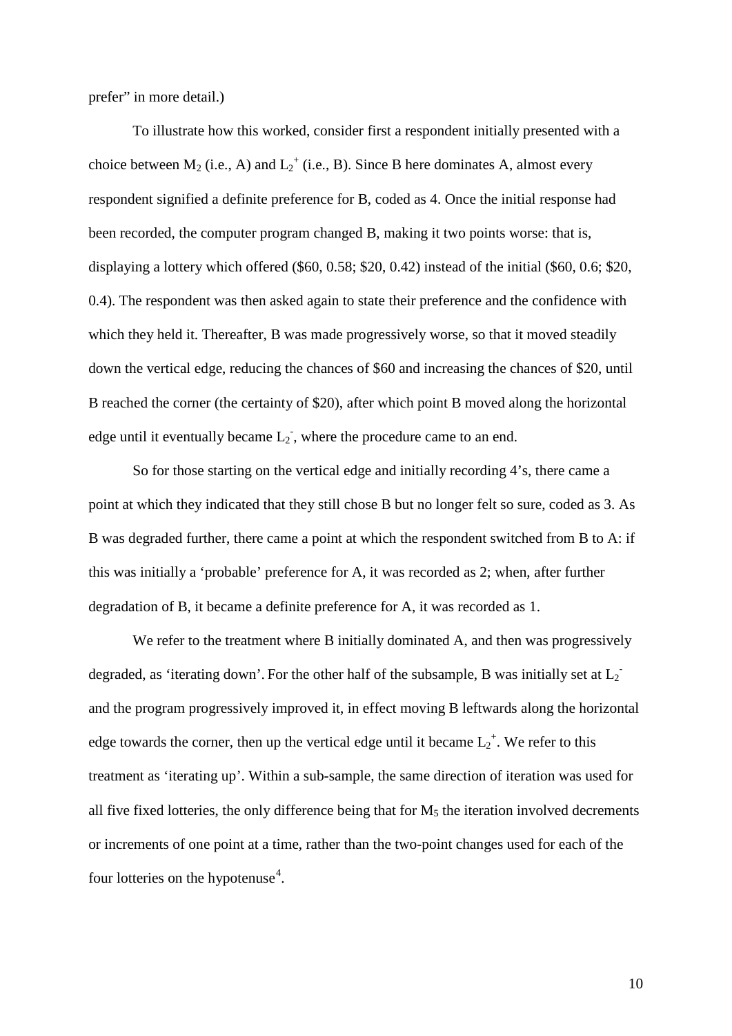prefer" in more detail.)

To illustrate how this worked, consider first a respondent initially presented with a choice between $M_2$ (i.e., A) and $L_2^+$ (i.e., B). Since B here dominates A, almost every respondent signified a definite preference for B, coded as 4. Once the initial response had been recorded, the computer program changed B, making it two points worse: that is, displaying a lottery which offered (\$60, 0.58; \$20, 0.42) instead of the initial (\$60, 0.6; \$20, 0.4). The respondent was then asked again to state their preference and the confidence with which they held it. Thereafter, B was made progressively worse, so that it moved steadily down the vertical edge, reducing the chances of \$60 and increasing the chances of \$20, until B reached the corner (the certainty of \$20), after which point B moved along the horizontal edge until it eventually became $L_2^-$, where the procedure came to an end.

So for those starting on the vertical edge and initially recording 4's, there came a point at which they indicated that they still chose B but no longer felt so sure, coded as 3. As B was degraded further, there came a point at which the respondent switched from B to A: if this was initially a 'probable' preference for A, it was recorded as 2; when, after further degradation of B, it became a definite preference for A, it was recorded as 1.

We refer to the treatment where B initially dominated A, and then was progressively degraded, as 'iterating down'. For the other half of the subsample, B was initially set at $L_2^-$ and the program progressively improved it, in effect moving B leftwards along the horizontal edge towards the corner, then up the vertical edge until it became $L_2^+$. We refer to this treatment as 'iterating up'. Within a sub-sample, the same direction of iteration was used for all five fixed lotteries, the only difference being that for $M_5$ the iteration involved decrements or increments of one point at a time, rather than the two-point changes used for each of the four lotteries on the hypotenuse[4].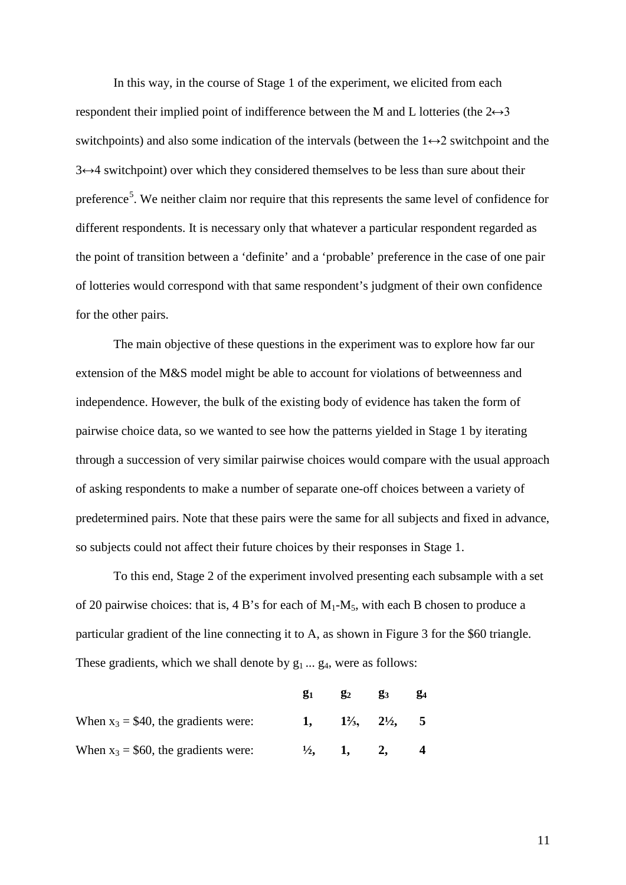In this way, in the course of Stage 1 of the experiment, we elicited from each respondent their implied point of indifference between the M and L lotteries (the 2↔3 switchpoints) and also some indication of the intervals (between the 1↔2 switchpoint and the 3↔4 switchpoint) over which they considered themselves to be less than sure about their preference[5]. We neither claim nor require that this represents the same level of confidence for different respondents. It is necessary only that whatever a particular respondent regarded as the point of transition between a 'definite' and a 'probable' preference in the case of one pair of lotteries would correspond with that same respondent's judgment of their own confidence for the other pairs.

The main objective of these questions in the experiment was to explore how far our extension of the M&S model might be able to account for violations of betweenness and independence. However, the bulk of the existing body of evidence has taken the form of pairwise choice data, so we wanted to see how the patterns yielded in Stage 1 by iterating through a succession of very similar pairwise choices would compare with the usual approach of asking respondents to make a number of separate one-off choices between a variety of predetermined pairs. Note that these pairs were the same for all subjects and fixed in advance, so subjects could not affect their future choices by their responses in Stage 1.

To this end, Stage 2 of the experiment involved presenting each subsample with a set of 20 pairwise choices: that is, 4 B's for each of $M_1$-$M_5$, with each B chosen to produce a particular gradient of the line connecting it to A, as shown in Figure 3 for the $60 triangle. These gradients, which we shall denote by $g_1$ ... $g_4$, were as follows:

| | $g_1$ | $g_2$ | $g_3$ | $g_4$ |
|---|---|---|---|---|
| When $x_3$ = $40, the gradients were: | **1,** | **1⅔,** | **2½,** | **5** |
| When $x_3$ = $60, the gradients were: | **½,** | **1,** | **2,** | **4** |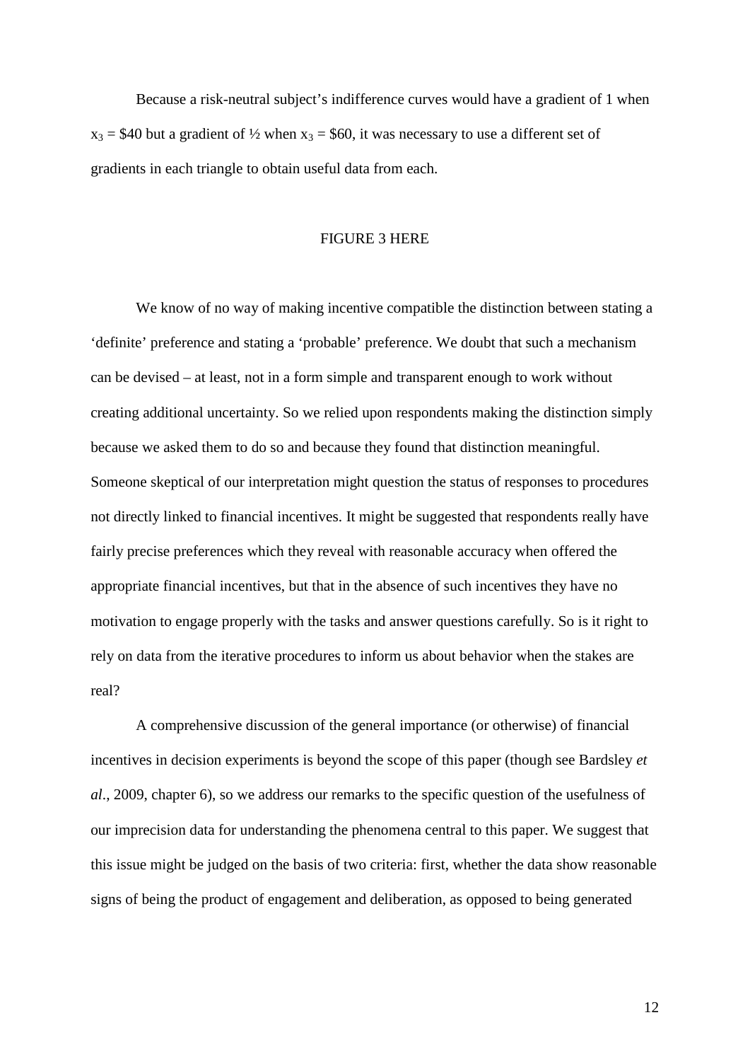Because a risk-neutral subject's indifference curves would have a gradient of 1 when $x_3$ = \$40 but a gradient of ½ when $x_3$ = \$60, it was necessary to use a different set of gradients in each triangle to obtain useful data from each.

FIGURE 3 HERE

We know of no way of making incentive compatible the distinction between stating a 'definite' preference and stating a 'probable' preference. We doubt that such a mechanism can be devised – at least, not in a form simple and transparent enough to work without creating additional uncertainty. So we relied upon respondents making the distinction simply because we asked them to do so and because they found that distinction meaningful. Someone skeptical of our interpretation might question the status of responses to procedures not directly linked to financial incentives. It might be suggested that respondents really have fairly precise preferences which they reveal with reasonable accuracy when offered the appropriate financial incentives, but that in the absence of such incentives they have no motivation to engage properly with the tasks and answer questions carefully. So is it right to rely on data from the iterative procedures to inform us about behavior when the stakes are real?

A comprehensive discussion of the general importance (or otherwise) of financial incentives in decision experiments is beyond the scope of this paper (though see Bardsley *et al*., 2009, chapter 6), so we address our remarks to the specific question of the usefulness of our imprecision data for understanding the phenomena central to this paper. We suggest that this issue might be judged on the basis of two criteria: first, whether the data show reasonable signs of being the product of engagement and deliberation, as opposed to being generated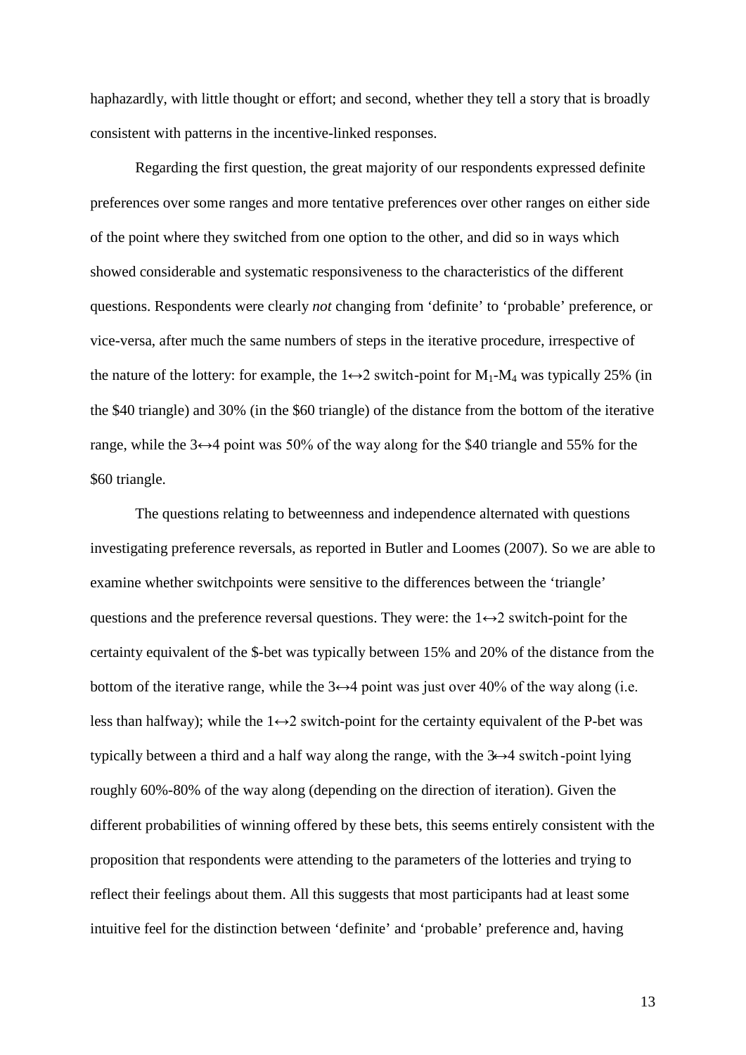haphazardly, with little thought or effort; and second, whether they tell a story that is broadly consistent with patterns in the incentive-linked responses.

Regarding the first question, the great majority of our respondents expressed definite preferences over some ranges and more tentative preferences over other ranges on either side of the point where they switched from one option to the other, and did so in ways which showed considerable and systematic responsiveness to the characteristics of the different questions. Respondents were clearly *not* changing from 'definite' to 'probable' preference, or vice-versa, after much the same numbers of steps in the iterative procedure, irrespective of the nature of the lottery: for example, the 1↔2 switch-point for $M_1$-$M_4$ was typically 25% (in the \$40 triangle) and 30% (in the \$60 triangle) of the distance from the bottom of the iterative range, while the 3↔4 point was 50% of the way along for the \$40 triangle and 55% for the \$60 triangle.

The questions relating to betweenness and independence alternated with questions investigating preference reversals, as reported in Butler and Loomes (2007). So we are able to examine whether switchpoints were sensitive to the differences between the 'triangle' questions and the preference reversal questions. They were: the 1↔2 switch-point for the certainty equivalent of the \$-bet was typically between 15% and 20% of the distance from the bottom of the iterative range, while the 3↔4 point was just over 40% of the way along (i.e. less than halfway); while the 1↔2 switch-point for the certainty equivalent of the P-bet was typically between a third and a half way along the range, with the 3↔4 switch-point lying roughly 60%-80% of the way along (depending on the direction of iteration). Given the different probabilities of winning offered by these bets, this seems entirely consistent with the proposition that respondents were attending to the parameters of the lotteries and trying to reflect their feelings about them. All this suggests that most participants had at least some intuitive feel for the distinction between 'definite' and 'probable' preference and, having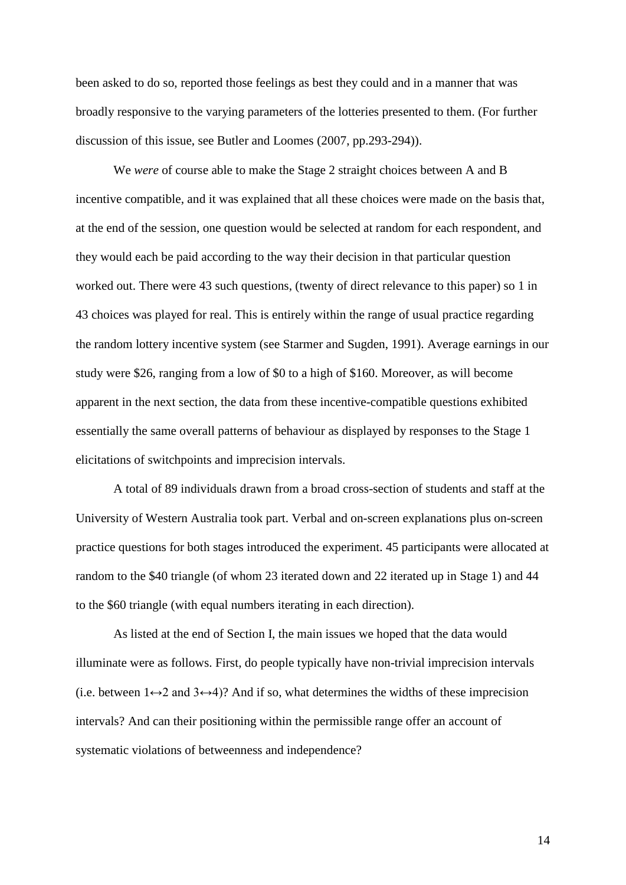been asked to do so, reported those feelings as best they could and in a manner that was broadly responsive to the varying parameters of the lotteries presented to them. (For further discussion of this issue, see Butler and Loomes (2007, pp.293-294)).

We *were* of course able to make the Stage 2 straight choices between A and B incentive compatible, and it was explained that all these choices were made on the basis that, at the end of the session, one question would be selected at random for each respondent, and they would each be paid according to the way their decision in that particular question worked out. There were 43 such questions, (twenty of direct relevance to this paper) so 1 in 43 choices was played for real. This is entirely within the range of usual practice regarding the random lottery incentive system (see Starmer and Sugden, 1991). Average earnings in our study were $26, ranging from a low of $0 to a high of $160. Moreover, as will become apparent in the next section, the data from these incentive-compatible questions exhibited essentially the same overall patterns of behaviour as displayed by responses to the Stage 1 elicitations of switchpoints and imprecision intervals.

A total of 89 individuals drawn from a broad cross-section of students and staff at the University of Western Australia took part. Verbal and on-screen explanations plus on-screen practice questions for both stages introduced the experiment. 45 participants were allocated at random to the $40 triangle (of whom 23 iterated down and 22 iterated up in Stage 1) and 44 to the $60 triangle (with equal numbers iterating in each direction).

As listed at the end of Section I, the main issues we hoped that the data would illuminate were as follows. First, do people typically have non-trivial imprecision intervals (i.e. between $1\leftrightarrow2$ and $3\leftrightarrow4$)? And if so, what determines the widths of these imprecision intervals? And can their positioning within the permissible range offer an account of systematic violations of betweenness and independence?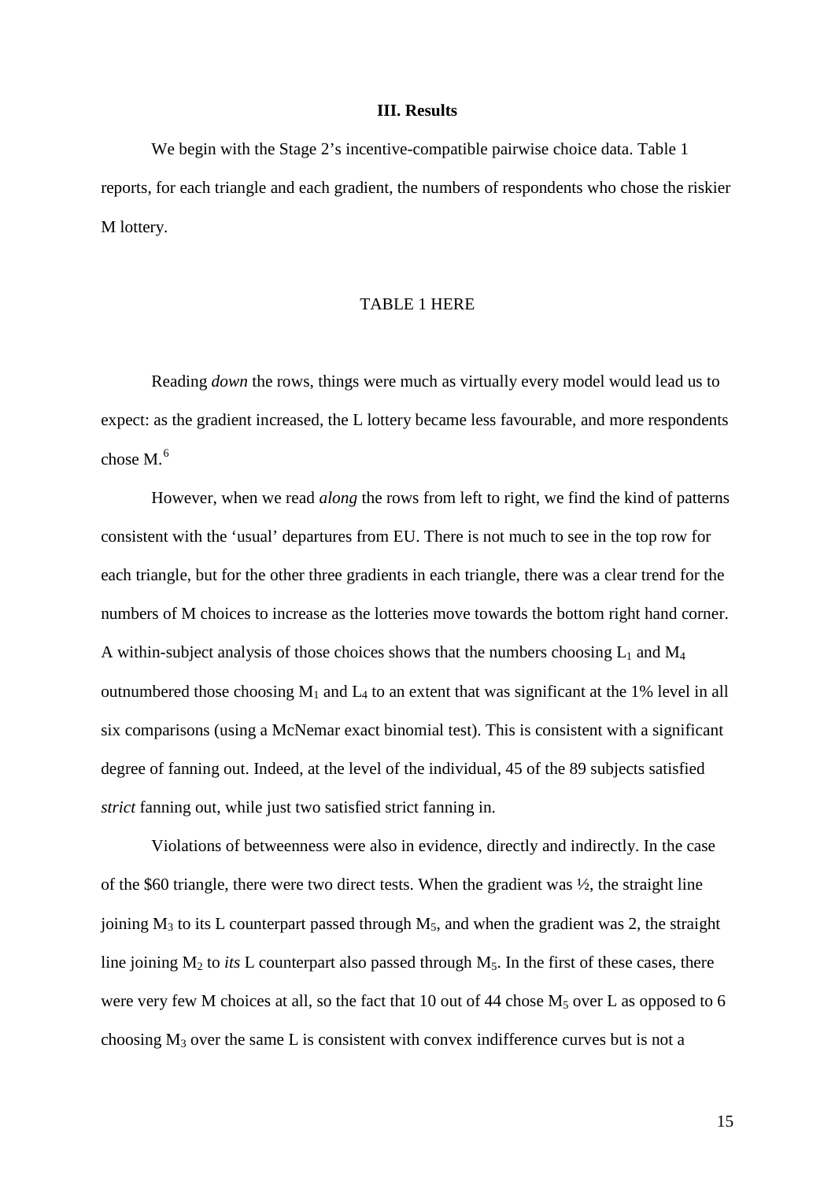### III. Results

We begin with the Stage 2's incentive-compatible pairwise choice data. Table 1 reports, for each triangle and each gradient, the numbers of respondents who chose the riskier M lottery.

TABLE 1 HERE

Reading *down* the rows, things were much as virtually every model would lead us to expect: as the gradient increased, the L lottery became less favourable, and more respondents chose M.[6]

However, when we read *along* the rows from left to right, we find the kind of patterns consistent with the 'usual' departures from EU. There is not much to see in the top row for each triangle, but for the other three gradients in each triangle, there was a clear trend for the numbers of M choices to increase as the lotteries move towards the bottom right hand corner. A within-subject analysis of those choices shows that the numbers choosing $L_1$ and $M_4$ outnumbered those choosing $M_1$ and $L_4$ to an extent that was significant at the 1% level in all six comparisons (using a McNemar exact binomial test). This is consistent with a significant degree of fanning out. Indeed, at the level of the individual, 45 of the 89 subjects satisfied *strict* fanning out, while just two satisfied strict fanning in.

Violations of betweenness were also in evidence, directly and indirectly. In the case of the \$60 triangle, there were two direct tests. When the gradient was ½, the straight line joining $M_3$ to its L counterpart passed through $M_5$, and when the gradient was 2, the straight line joining $M_2$ to *its* L counterpart also passed through $M_5$. In the first of these cases, there were very few M choices at all, so the fact that 10 out of 44 chose $M_5$ over L as opposed to 6 choosing $M_3$ over the same L is consistent with convex indifference curves but is not a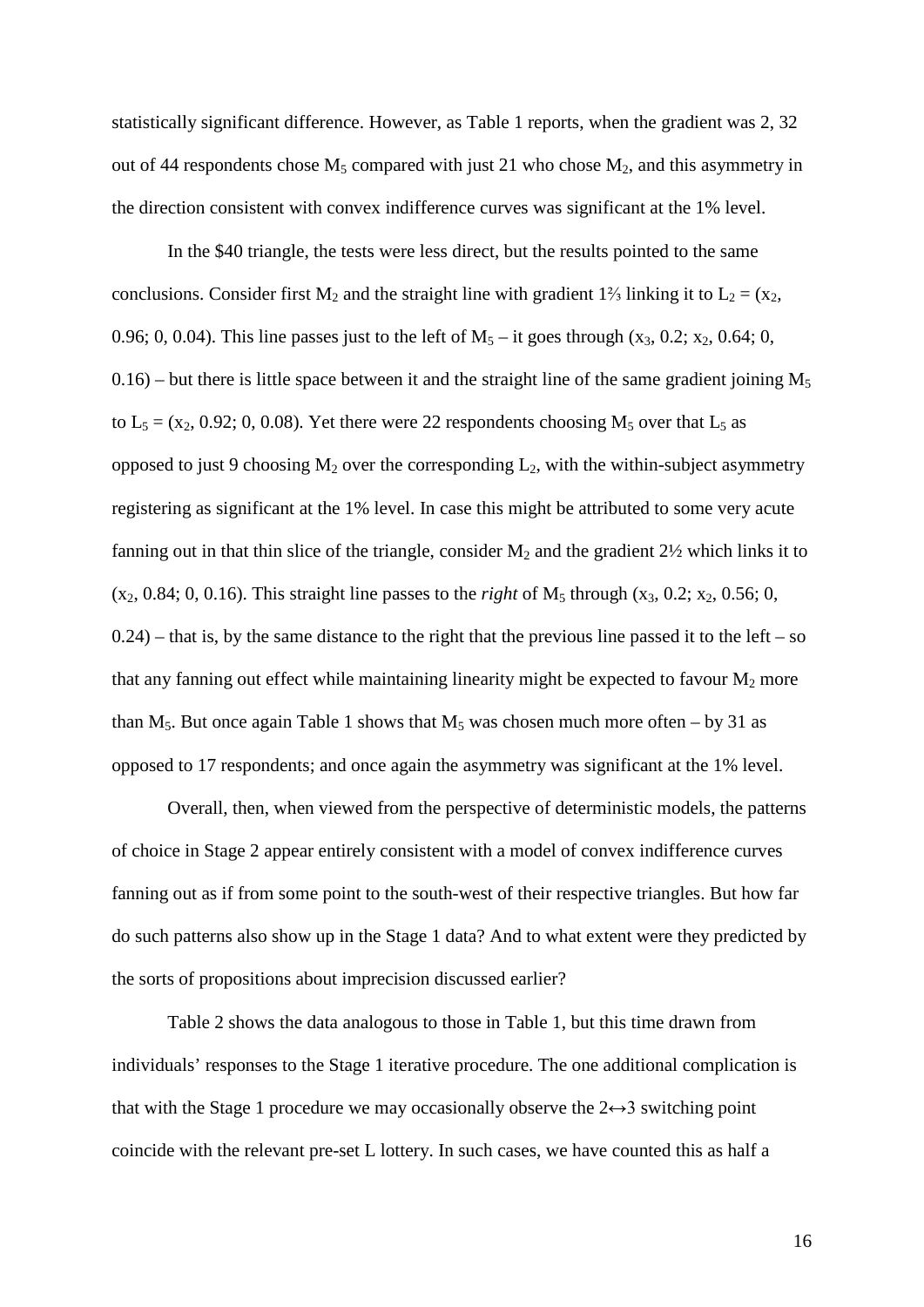statistically significant difference. However, as Table 1 reports, when the gradient was 2, 32 out of 44 respondents chose $M_5$ compared with just 21 who chose $M_2$, and this asymmetry in the direction consistent with convex indifference curves was significant at the 1% level.

In the \$40 triangle, the tests were less direct, but the results pointed to the same conclusions. Consider first $M_2$ and the straight line with gradient 1⅔ linking it to $L_2 = (x_2, 0.96; 0, 0.04)$. This line passes just to the left of $M_5$ – it goes through $(x_3, 0.2; x_2, 0.64; 0, 0.16)$ – but there is little space between it and the straight line of the same gradient joining $M_5$ to $L_5 = (x_2, 0.92; 0, 0.08)$. Yet there were 22 respondents choosing $M_5$ over that $L_5$ as opposed to just 9 choosing $M_2$ over the corresponding $L_2$, with the within-subject asymmetry registering as significant at the 1% level. In case this might be attributed to some very acute fanning out in that thin slice of the triangle, consider $M_2$ and the gradient 2½ which links it to $(x_2, 0.84; 0, 0.16)$. This straight line passes to the *right* of $M_5$ through $(x_3, 0.2; x_2, 0.56; 0, 0.24)$ – that is, by the same distance to the right that the previous line passed it to the left – so that any fanning out effect while maintaining linearity might be expected to favour $M_2$ more than $M_5$. But once again Table 1 shows that $M_5$ was chosen much more often – by 31 as opposed to 17 respondents; and once again the asymmetry was significant at the 1% level.

Overall, then, when viewed from the perspective of deterministic models, the patterns of choice in Stage 2 appear entirely consistent with a model of convex indifference curves fanning out as if from some point to the south-west of their respective triangles. But how far do such patterns also show up in the Stage 1 data? And to what extent were they predicted by the sorts of propositions about imprecision discussed earlier?

Table 2 shows the data analogous to those in Table 1, but this time drawn from individuals' responses to the Stage 1 iterative procedure. The one additional complication is that with the Stage 1 procedure we may occasionally observe the 2↔3 switching point coincide with the relevant pre-set L lottery. In such cases, we have counted this as half a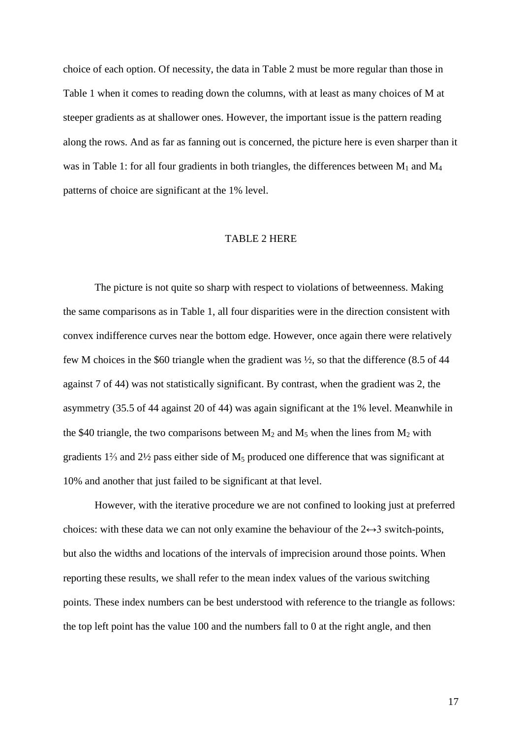choice of each option. Of necessity, the data in Table 2 must be more regular than those in Table 1 when it comes to reading down the columns, with at least as many choices of M at steeper gradients as at shallower ones. However, the important issue is the pattern reading along the rows. And as far as fanning out is concerned, the picture here is even sharper than it was in Table 1: for all four gradients in both triangles, the differences between $M_1$ and $M_4$ patterns of choice are significant at the 1% level.

TABLE 2 HERE

The picture is not quite so sharp with respect to violations of betweenness. Making the same comparisons as in Table 1, all four disparities were in the direction consistent with convex indifference curves near the bottom edge. However, once again there were relatively few M choices in the \$60 triangle when the gradient was ½, so that the difference (8.5 of 44 against 7 of 44) was not statistically significant. By contrast, when the gradient was 2, the asymmetry (35.5 of 44 against 20 of 44) was again significant at the 1% level. Meanwhile in the \$40 triangle, the two comparisons between $M_2$ and $M_5$ when the lines from $M_2$ with gradients 1⅔ and 2½ pass either side of $M_5$ produced one difference that was significant at 10% and another that just failed to be significant at that level.

However, with the iterative procedure we are not confined to looking just at preferred choices: with these data we can not only examine the behaviour of the $2 \leftrightarrow 3$ switch-points, but also the widths and locations of the intervals of imprecision around those points. When reporting these results, we shall refer to the mean index values of the various switching points. These index numbers can be best understood with reference to the triangle as follows: the top left point has the value 100 and the numbers fall to 0 at the right angle, and then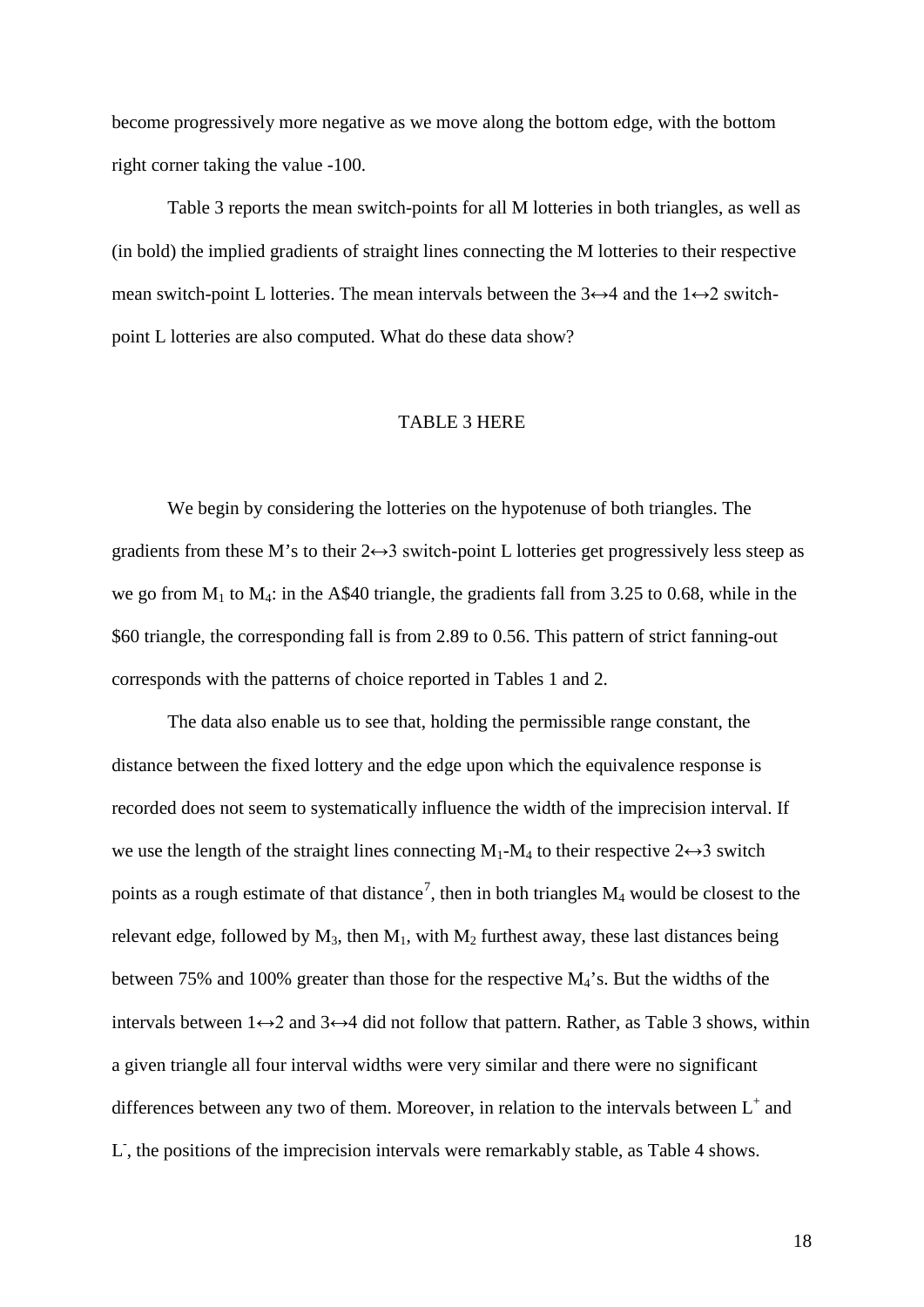become progressively more negative as we move along the bottom edge, with the bottom right corner taking the value -100.

Table 3 reports the mean switch-points for all M lotteries in both triangles, as well as (in bold) the implied gradients of straight lines connecting the M lotteries to their respective mean switch-point L lotteries. The mean intervals between the 3↔4 and the 1↔2 switch-point L lotteries are also computed. What do these data show?

TABLE 3 HERE

We begin by considering the lotteries on the hypotenuse of both triangles. The gradients from these M's to their 2↔3 switch-point L lotteries get progressively less steep as we go from $M_1$ to $M_4$: in the A$40 triangle, the gradients fall from 3.25 to 0.68, while in the $60 triangle, the corresponding fall is from 2.89 to 0.56. This pattern of strict fanning-out corresponds with the patterns of choice reported in Tables 1 and 2.

The data also enable us to see that, holding the permissible range constant, the distance between the fixed lottery and the edge upon which the equivalence response is recorded does not seem to systematically influence the width of the imprecision interval. If we use the length of the straight lines connecting $M_1$-$M_4$ to their respective 2↔3 switch points as a rough estimate of that distance[7], then in both triangles $M_4$ would be closest to the relevant edge, followed by $M_3$, then $M_1$, with $M_2$ furthest away, these last distances being between 75% and 100% greater than those for the respective $M_4$'s. But the widths of the intervals between 1↔2 and 3↔4 did not follow that pattern. Rather, as Table 3 shows, within a given triangle all four interval widths were very similar and there were no significant differences between any two of them. Moreover, in relation to the intervals between $L^+$ and $L^-$, the positions of the imprecision intervals were remarkably stable, as Table 4 shows.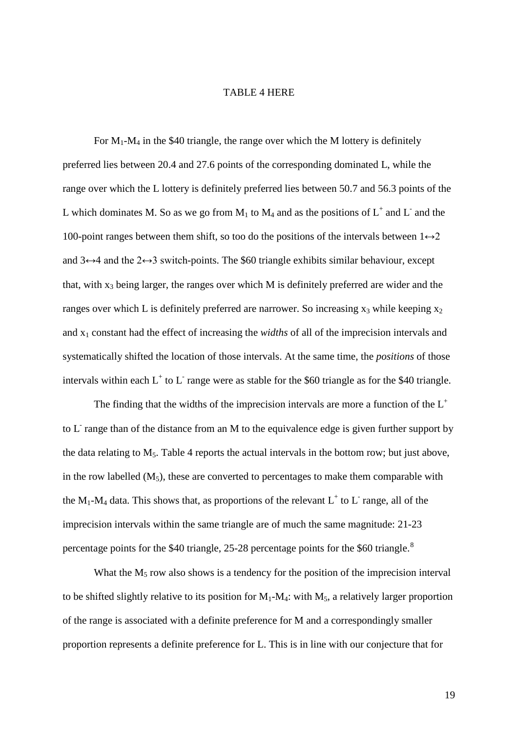TABLE 4 HERE

For $M_1$-$M_4$ in the \$40 triangle, the range over which the M lottery is definitely preferred lies between 20.4 and 27.6 points of the corresponding dominated L, while the range over which the L lottery is definitely preferred lies between 50.7 and 56.3 points of the L which dominates M. So as we go from $M_1$ to $M_4$ and as the positions of $L^+$ and $L^-$ and the 100-point ranges between them shift, so too do the positions of the intervals between $1\leftrightarrow2$ and $3\leftrightarrow4$ and the $2\leftrightarrow3$ switch-points. The \$60 triangle exhibits similar behaviour, except that, with $x_3$ being larger, the ranges over which M is definitely preferred are wider and the ranges over which L is definitely preferred are narrower. So increasing $x_3$ while keeping $x_2$ and $x_1$ constant had the effect of increasing the *widths* of all of the imprecision intervals and systematically shifted the location of those intervals. At the same time, the *positions* of those intervals within each $L^+$ to $L^-$ range were as stable for the \$60 triangle as for the \$40 triangle.

The finding that the widths of the imprecision intervals are more a function of the $L^+$ to $L^-$ range than of the distance from an M to the equivalence edge is given further support by the data relating to $M_5$. Table 4 reports the actual intervals in the bottom row; but just above, in the row labelled ($M_5$), these are converted to percentages to make them comparable with the $M_1$-$M_4$ data. This shows that, as proportions of the relevant $L^+$ to $L^-$ range, all of the imprecision intervals within the same triangle are of much the same magnitude: 21-23 percentage points for the \$40 triangle, 25-28 percentage points for the \$60 triangle.[8]

What the $M_5$ row also shows is a tendency for the position of the imprecision interval to be shifted slightly relative to its position for $M_1$-$M_4$: with $M_5$, a relatively larger proportion of the range is associated with a definite preference for M and a correspondingly smaller proportion represents a definite preference for L. This is in line with our conjecture that for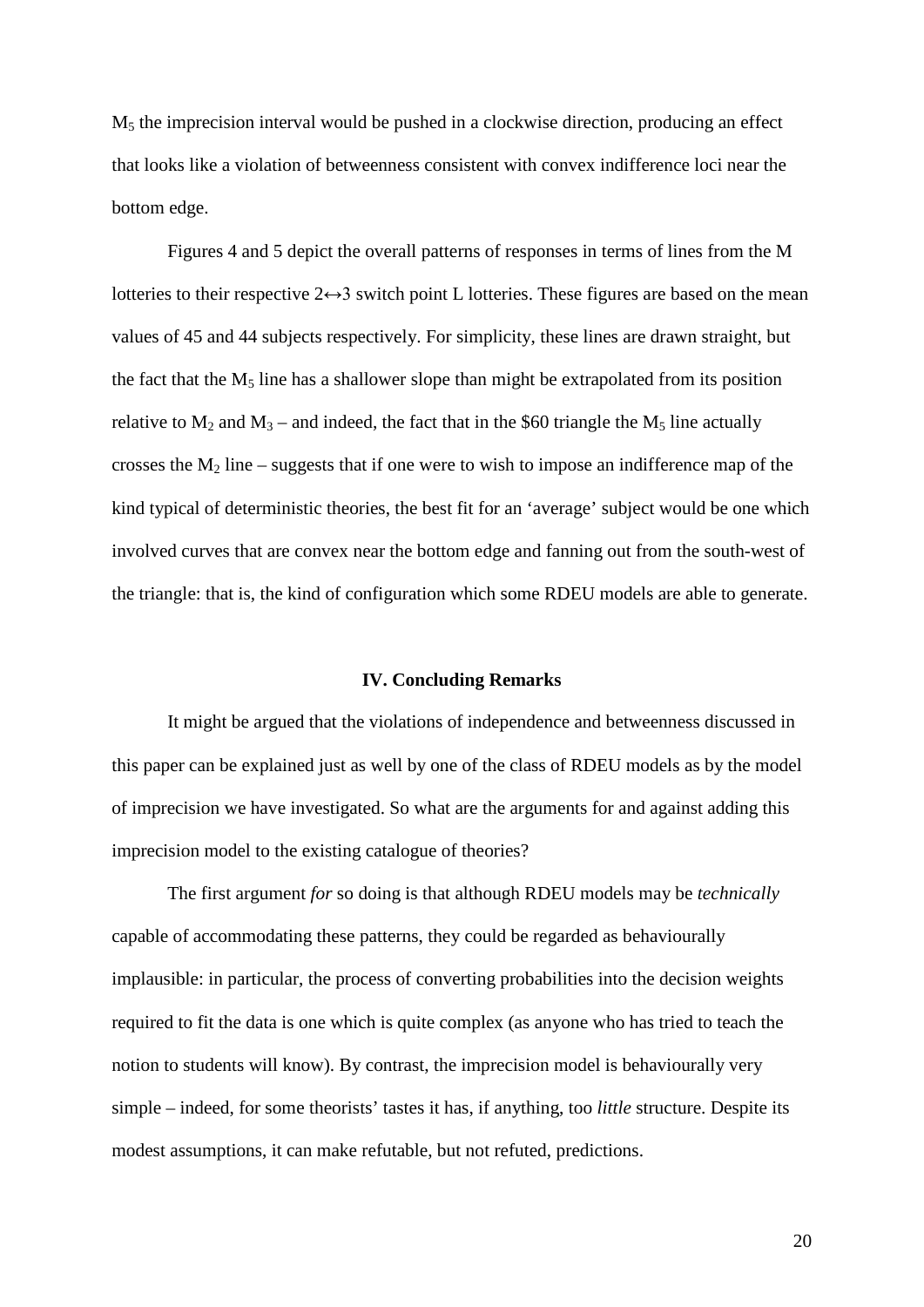$M_5$ the imprecision interval would be pushed in a clockwise direction, producing an effect that looks like a violation of betweenness consistent with convex indifference loci near the bottom edge.

Figures 4 and 5 depict the overall patterns of responses in terms of lines from the M lotteries to their respective 2↔3 switch point L lotteries. These figures are based on the mean values of 45 and 44 subjects respectively. For simplicity, these lines are drawn straight, but the fact that the $M_5$ line has a shallower slope than might be extrapolated from its position relative to $M_2$ and $M_3$ – and indeed, the fact that in the $60 triangle the $M_5$ line actually crosses the $M_2$ line – suggests that if one were to wish to impose an indifference map of the kind typical of deterministic theories, the best fit for an 'average' subject would be one which involved curves that are convex near the bottom edge and fanning out from the south-west of the triangle: that is, the kind of configuration which some RDEU models are able to generate.

## IV. Concluding Remarks

It might be argued that the violations of independence and betweenness discussed in this paper can be explained just as well by one of the class of RDEU models as by the model of imprecision we have investigated. So what are the arguments for and against adding this imprecision model to the existing catalogue of theories?

The first argument *for* so doing is that although RDEU models may be *technically* capable of accommodating these patterns, they could be regarded as behaviourally implausible: in particular, the process of converting probabilities into the decision weights required to fit the data is one which is quite complex (as anyone who has tried to teach the notion to students will know). By contrast, the imprecision model is behaviourally very simple – indeed, for some theorists' tastes it has, if anything, too *little* structure. Despite its modest assumptions, it can make refutable, but not refuted, predictions.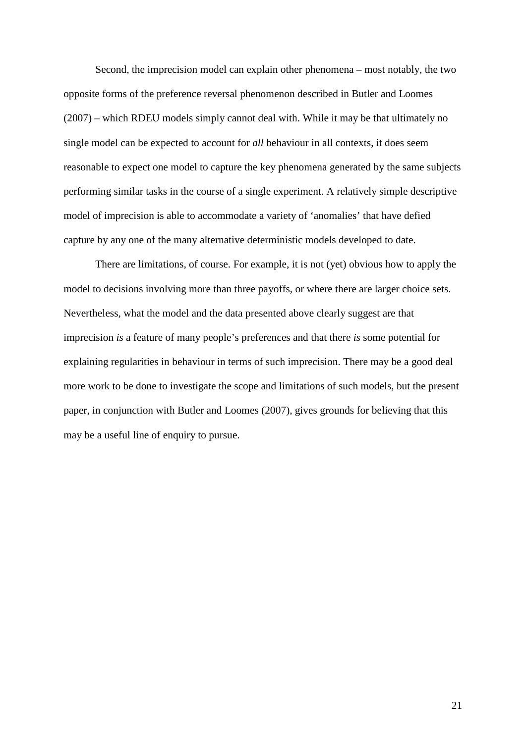Second, the imprecision model can explain other phenomena – most notably, the two opposite forms of the preference reversal phenomenon described in Butler and Loomes (2007) – which RDEU models simply cannot deal with. While it may be that ultimately no single model can be expected to account for *all* behaviour in all contexts, it does seem reasonable to expect one model to capture the key phenomena generated by the same subjects performing similar tasks in the course of a single experiment. A relatively simple descriptive model of imprecision is able to accommodate a variety of 'anomalies' that have defied capture by any one of the many alternative deterministic models developed to date.

There are limitations, of course. For example, it is not (yet) obvious how to apply the model to decisions involving more than three payoffs, or where there are larger choice sets. Nevertheless, what the model and the data presented above clearly suggest are that imprecision *is* a feature of many people's preferences and that there *is* some potential for explaining regularities in behaviour in terms of such imprecision. There may be a good deal more work to be done to investigate the scope and limitations of such models, but the present paper, in conjunction with Butler and Loomes (2007), gives grounds for believing that this may be a useful line of enquiry to pursue.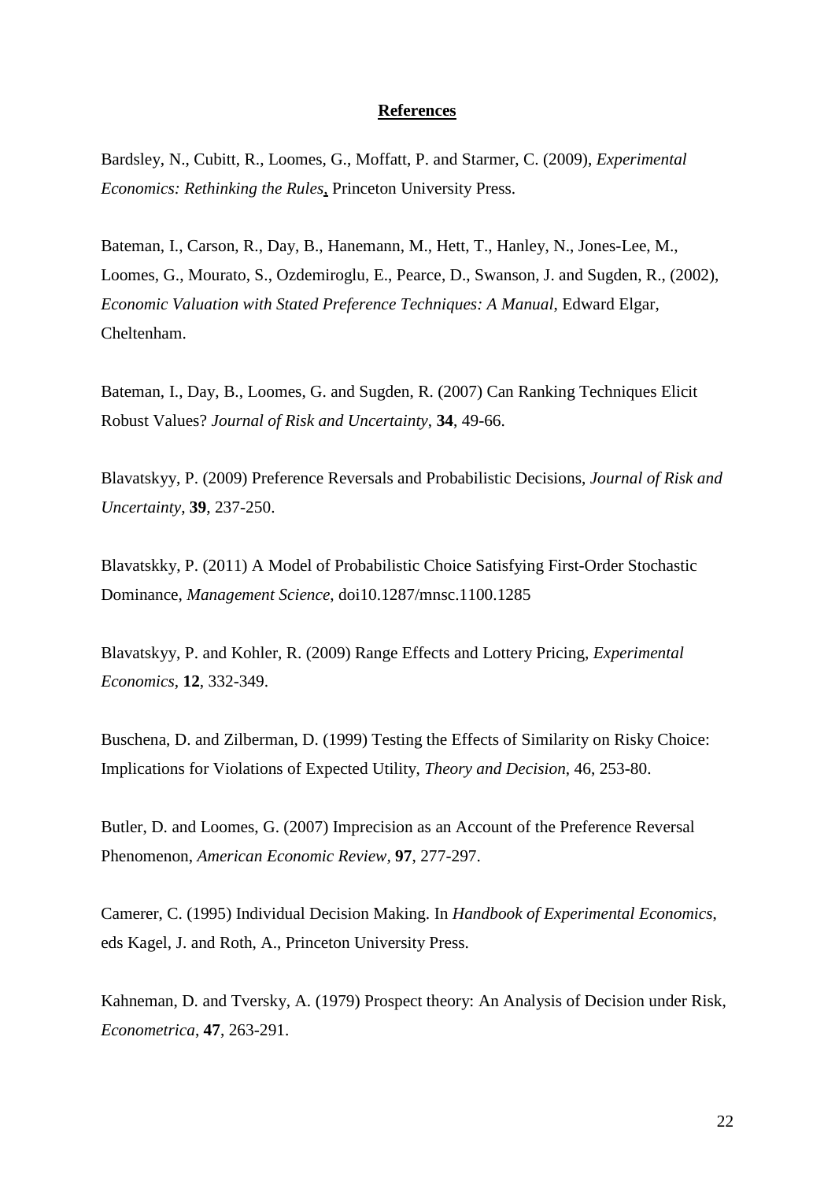## References

Bardsley, N., Cubitt, R., Loomes, G., Moffatt, P. and Starmer, C. (2009), *Experimental Economics: Rethinking the Rules*, Princeton University Press.

Bateman, I., Carson, R., Day, B., Hanemann, M., Hett, T., Hanley, N., Jones-Lee, M., Loomes, G., Mourato, S., Ozdemiroglu, E., Pearce, D., Swanson, J. and Sugden, R., (2002), *Economic Valuation with Stated Preference Techniques: A Manual*, Edward Elgar, Cheltenham.

Bateman, I., Day, B., Loomes, G. and Sugden, R. (2007) Can Ranking Techniques Elicit Robust Values? *Journal of Risk and Uncertainty*, **34**, 49-66.

Blavatskyy, P. (2009) Preference Reversals and Probabilistic Decisions, *Journal of Risk and Uncertainty*, **39**, 237-250.

Blavatskky, P. (2011) A Model of Probabilistic Choice Satisfying First-Order Stochastic Dominance, *Management Science*, doi10.1287/mnsc.1100.1285

Blavatskyy, P. and Kohler, R. (2009) Range Effects and Lottery Pricing, *Experimental Economics*, **12**, 332-349.

Buschena, D. and Zilberman, D. (1999) Testing the Effects of Similarity on Risky Choice: Implications for Violations of Expected Utility, *Theory and Decision*, 46, 253-80.

Butler, D. and Loomes, G. (2007) Imprecision as an Account of the Preference Reversal Phenomenon, *American Economic Review*, **97**, 277-297.

Camerer, C. (1995) Individual Decision Making. In *Handbook of Experimental Economics*, eds Kagel, J. and Roth, A., Princeton University Press.

Kahneman, D. and Tversky, A. (1979) Prospect theory: An Analysis of Decision under Risk, *Econometrica*, **47**, 263-291.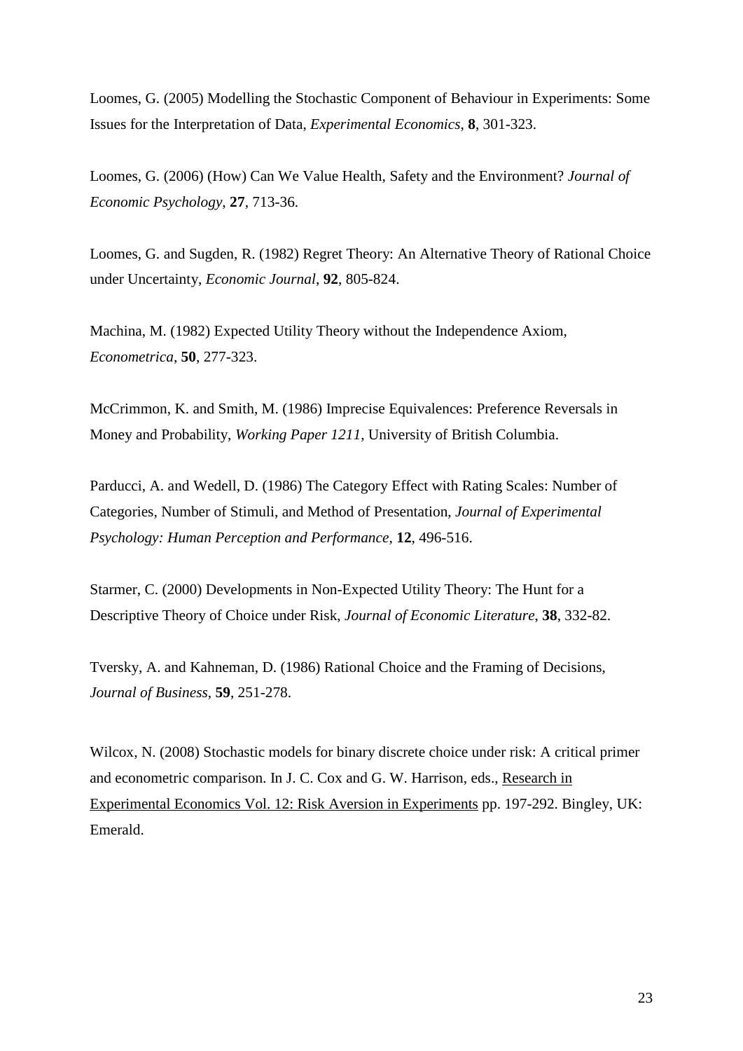Loomes, G. (2005) Modelling the Stochastic Component of Behaviour in Experiments: Some Issues for the Interpretation of Data, *Experimental Economics*, **8**, 301-323.

Loomes, G. (2006) (How) Can We Value Health, Safety and the Environment? *Journal of Economic Psychology*, **27**, 713-36.

Loomes, G. and Sugden, R. (1982) Regret Theory: An Alternative Theory of Rational Choice under Uncertainty, *Economic Journal*, **92**, 805-824.

Machina, M. (1982) Expected Utility Theory without the Independence Axiom, *Econometrica*, **50**, 277-323.

McCrimmon, K. and Smith, M. (1986) Imprecise Equivalences: Preference Reversals in Money and Probability, *Working Paper 1211*, University of British Columbia.

Parducci, A. and Wedell, D. (1986) The Category Effect with Rating Scales: Number of Categories, Number of Stimuli, and Method of Presentation, *Journal of Experimental Psychology: Human Perception and Performance*, **12**, 496-516.

Starmer, C. (2000) Developments in Non-Expected Utility Theory: The Hunt for a Descriptive Theory of Choice under Risk, *Journal of Economic Literature*, **38**, 332-82.

Tversky, A. and Kahneman, D. (1986) Rational Choice and the Framing of Decisions, *Journal of Business*, **59**, 251-278.

Wilcox, N. (2008) Stochastic models for binary discrete choice under risk: A critical primer and econometric comparison. In J. C. Cox and G. W. Harrison, eds., Research in Experimental Economics Vol. 12: Risk Aversion in Experiments pp. 197-292. Bingley, UK: Emerald.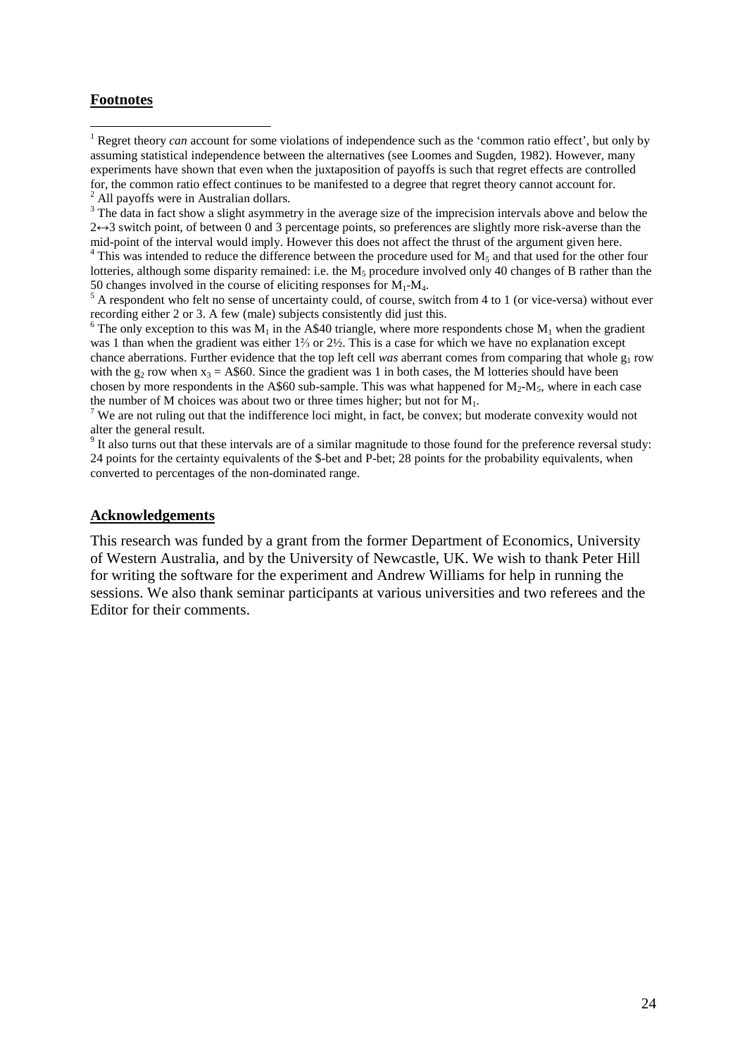## Footnotes

[1] Regret theory *can* account for some violations of independence such as the 'common ratio effect', but only by assuming statistical independence between the alternatives (see Loomes and Sugden, 1982). However, many experiments have shown that even when the juxtaposition of payoffs is such that regret effects are controlled for, the common ratio effect continues to be manifested to a degree that regret theory cannot account for.

[2] All payoffs were in Australian dollars.

[3] The data in fact show a slight asymmetry in the average size of the imprecision intervals above and below the $2\leftrightarrow3$ switch point, of between 0 and 3 percentage points, so preferences are slightly more risk-averse than the mid-point of the interval would imply. However this does not affect the thrust of the argument given here.

[4] This was intended to reduce the difference between the procedure used for $M_5$ and that used for the other four lotteries, although some disparity remained: i.e. the $M_5$ procedure involved only 40 changes of B rather than the 50 changes involved in the course of eliciting responses for $M_1$-$M_4$.

[5] A respondent who felt no sense of uncertainty could, of course, switch from 4 to 1 (or vice-versa) without ever recording either 2 or 3. A few (male) subjects consistently did just this.

[6] The only exception to this was $M_1$ in the A\$40 triangle, where more respondents chose $M_1$ when the gradient was 1 than when the gradient was either 1⅔ or 2½. This is a case for which we have no explanation except chance aberrations. Further evidence that the top left cell *was* aberrant comes from comparing that whole $g_1$ row with the $g_2$ row when $x_3$ = A\$60. Since the gradient was 1 in both cases, the M lotteries should have been chosen by more respondents in the A\$60 sub-sample. This was what happened for $M_2$-$M_5$, where in each case the number of M choices was about two or three times higher; but not for $M_1$.

[7] We are not ruling out that the indifference loci might, in fact, be convex; but moderate convexity would not alter the general result.

[9] It also turns out that these intervals are of a similar magnitude to those found for the preference reversal study: 24 points for the certainty equivalents of the \$-bet and P-bet; 28 points for the probability equivalents, when converted to percentages of the non-dominated range.

## Acknowledgements

This research was funded by a grant from the former Department of Economics, University of Western Australia, and by the University of Newcastle, UK. We wish to thank Peter Hill for writing the software for the experiment and Andrew Williams for help in running the sessions. We also thank seminar participants at various universities and two referees and the Editor for their comments.